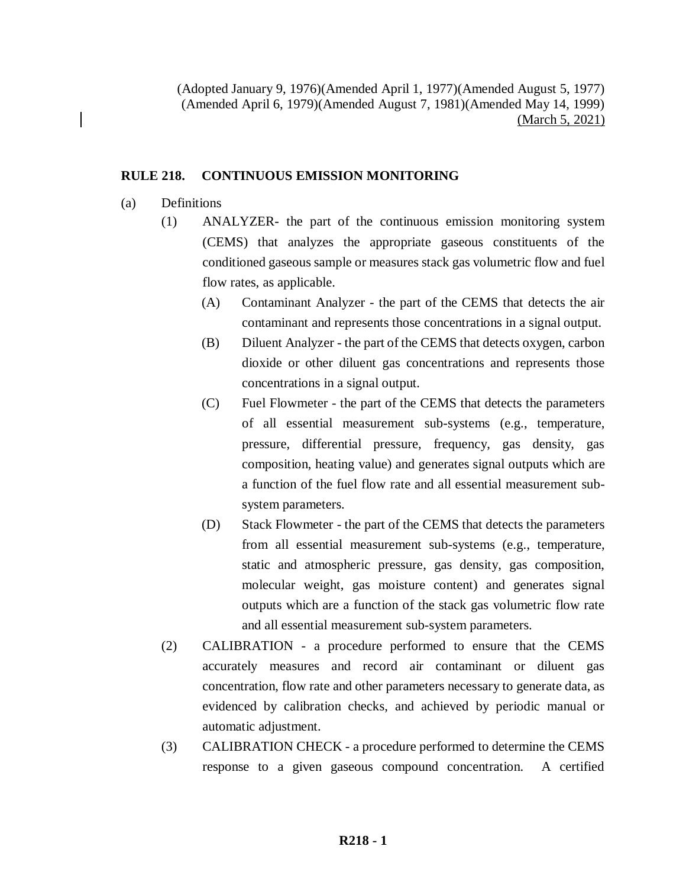(Adopted January 9, 1976)(Amended April 1, 1977)(Amended August 5, 1977)
(Amended April 6, 1979)(Amended August 7, 1981)(Amended May 14, 1999)
(March 5, 2021)

## RULE 218. CONTINUOUS EMISSION MONITORING

(a) Definitions

(1) ANALYZER- the part of the continuous emission monitoring system (CEMS) that analyzes the appropriate gaseous constituents of the conditioned gaseous sample or measures stack gas volumetric flow and fuel flow rates, as applicable.

(A) Contaminant Analyzer - the part of the CEMS that detects the air contaminant and represents those concentrations in a signal output.

(B) Diluent Analyzer - the part of the CEMS that detects oxygen, carbon dioxide or other diluent gas concentrations and represents those concentrations in a signal output.

(C) Fuel Flowmeter - the part of the CEMS that detects the parameters of all essential measurement sub-systems (e.g., temperature, pressure, differential pressure, frequency, gas density, gas composition, heating value) and generates signal outputs which are a function of the fuel flow rate and all essential measurement sub-system parameters.

(D) Stack Flowmeter - the part of the CEMS that detects the parameters from all essential measurement sub-systems (e.g., temperature, static and atmospheric pressure, gas density, gas composition, molecular weight, gas moisture content) and generates signal outputs which are a function of the stack gas volumetric flow rate and all essential measurement sub-system parameters.

(2) CALIBRATION - a procedure performed to ensure that the CEMS accurately measures and record air contaminant or diluent gas concentration, flow rate and other parameters necessary to generate data, as evidenced by calibration checks, and achieved by periodic manual or automatic adjustment.

(3) CALIBRATION CHECK - a procedure performed to determine the CEMS response to a given gaseous compound concentration. A certified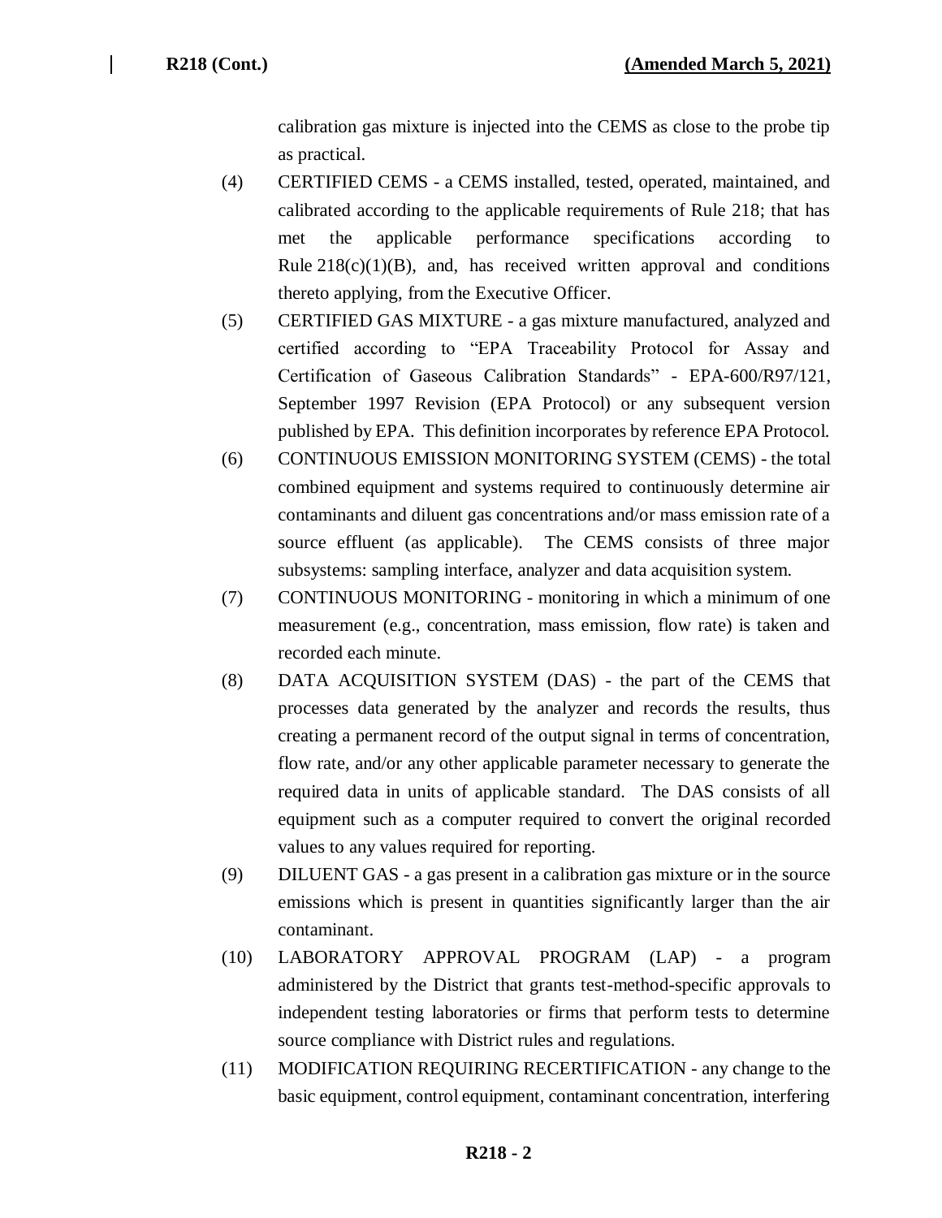calibration gas mixture is injected into the CEMS as close to the probe tip as practical.

(4) CERTIFIED CEMS - a CEMS installed, tested, operated, maintained, and calibrated according to the applicable requirements of Rule 218; that has met the applicable performance specifications according to Rule 218(c)(1)(B), and, has received written approval and conditions thereto applying, from the Executive Officer.

(5) CERTIFIED GAS MIXTURE - a gas mixture manufactured, analyzed and certified according to "EPA Traceability Protocol for Assay and Certification of Gaseous Calibration Standards" - EPA-600/R97/121, September 1997 Revision (EPA Protocol) or any subsequent version published by EPA. This definition incorporates by reference EPA Protocol.

(6) CONTINUOUS EMISSION MONITORING SYSTEM (CEMS) - the total combined equipment and systems required to continuously determine air contaminants and diluent gas concentrations and/or mass emission rate of a source effluent (as applicable). The CEMS consists of three major subsystems: sampling interface, analyzer and data acquisition system.

(7) CONTINUOUS MONITORING - monitoring in which a minimum of one measurement (e.g., concentration, mass emission, flow rate) is taken and recorded each minute.

(8) DATA ACQUISITION SYSTEM (DAS) - the part of the CEMS that processes data generated by the analyzer and records the results, thus creating a permanent record of the output signal in terms of concentration, flow rate, and/or any other applicable parameter necessary to generate the required data in units of applicable standard. The DAS consists of all equipment such as a computer required to convert the original recorded values to any values required for reporting.

(9) DILUENT GAS - a gas present in a calibration gas mixture or in the source emissions which is present in quantities significantly larger than the air contaminant.

(10) LABORATORY APPROVAL PROGRAM (LAP) - a program administered by the District that grants test-method-specific approvals to independent testing laboratories or firms that perform tests to determine source compliance with District rules and regulations.

(11) MODIFICATION REQUIRING RECERTIFICATION - any change to the basic equipment, control equipment, contaminant concentration, interfering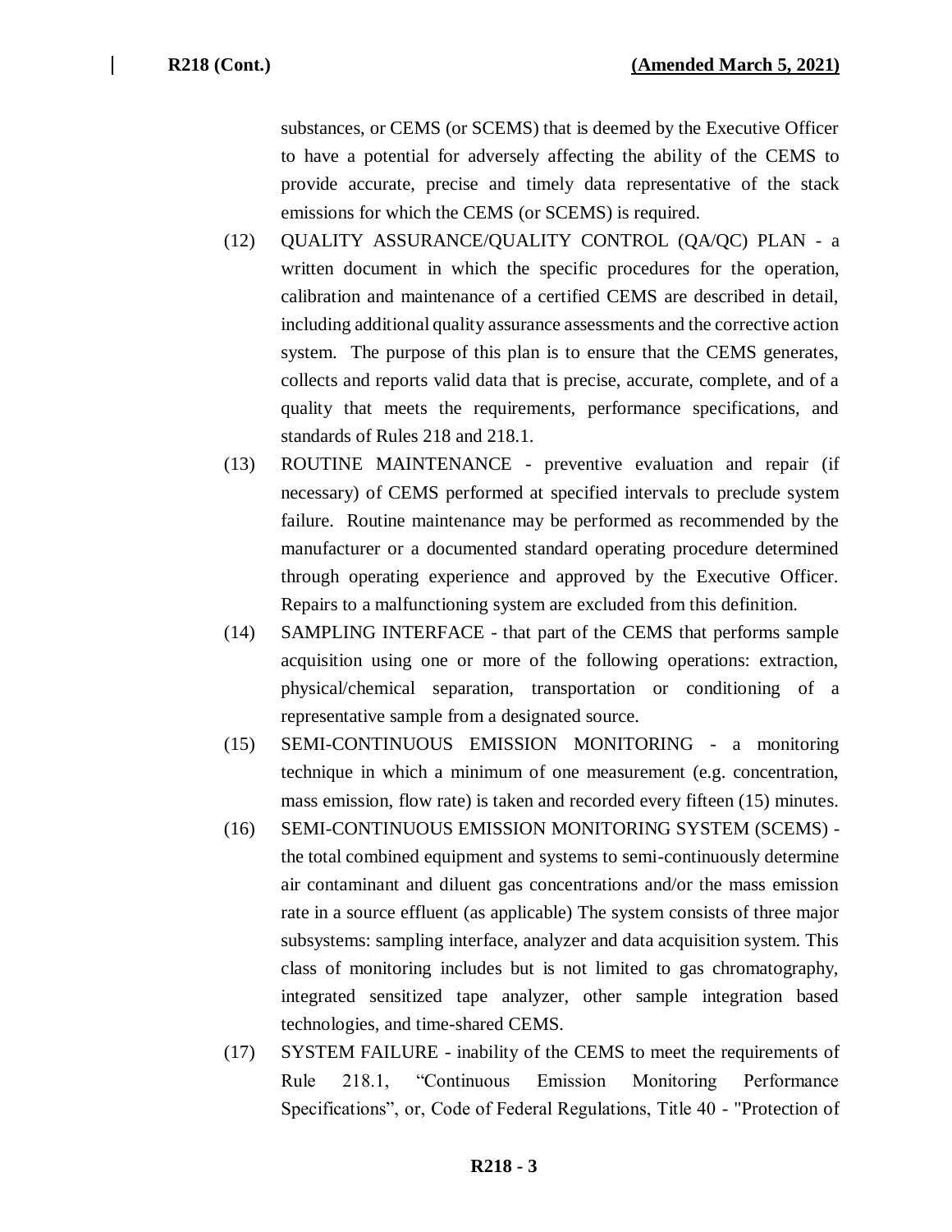substances, or CEMS (or SCEMS) that is deemed by the Executive Officer to have a potential for adversely affecting the ability of the CEMS to provide accurate, precise and timely data representative of the stack emissions for which the CEMS (or SCEMS) is required.

(12) QUALITY ASSURANCE/QUALITY CONTROL (QA/QC) PLAN - a written document in which the specific procedures for the operation, calibration and maintenance of a certified CEMS are described in detail, including additional quality assurance assessments and the corrective action system. The purpose of this plan is to ensure that the CEMS generates, collects and reports valid data that is precise, accurate, complete, and of a quality that meets the requirements, performance specifications, and standards of Rules 218 and 218.1.

(13) ROUTINE MAINTENANCE - preventive evaluation and repair (if necessary) of CEMS performed at specified intervals to preclude system failure. Routine maintenance may be performed as recommended by the manufacturer or a documented standard operating procedure determined through operating experience and approved by the Executive Officer. Repairs to a malfunctioning system are excluded from this definition.

(14) SAMPLING INTERFACE - that part of the CEMS that performs sample acquisition using one or more of the following operations: extraction, physical/chemical separation, transportation or conditioning of a representative sample from a designated source.

(15) SEMI-CONTINUOUS EMISSION MONITORING - a monitoring technique in which a minimum of one measurement (e.g. concentration, mass emission, flow rate) is taken and recorded every fifteen (15) minutes.

(16) SEMI-CONTINUOUS EMISSION MONITORING SYSTEM (SCEMS) - the total combined equipment and systems to semi-continuously determine air contaminant and diluent gas concentrations and/or the mass emission rate in a source effluent (as applicable) The system consists of three major subsystems: sampling interface, analyzer and data acquisition system. This class of monitoring includes but is not limited to gas chromatography, integrated sensitized tape analyzer, other sample integration based technologies, and time-shared CEMS.

(17) SYSTEM FAILURE - inability of the CEMS to meet the requirements of Rule 218.1, "Continuous Emission Monitoring Performance Specifications", or, Code of Federal Regulations, Title 40 - "Protection of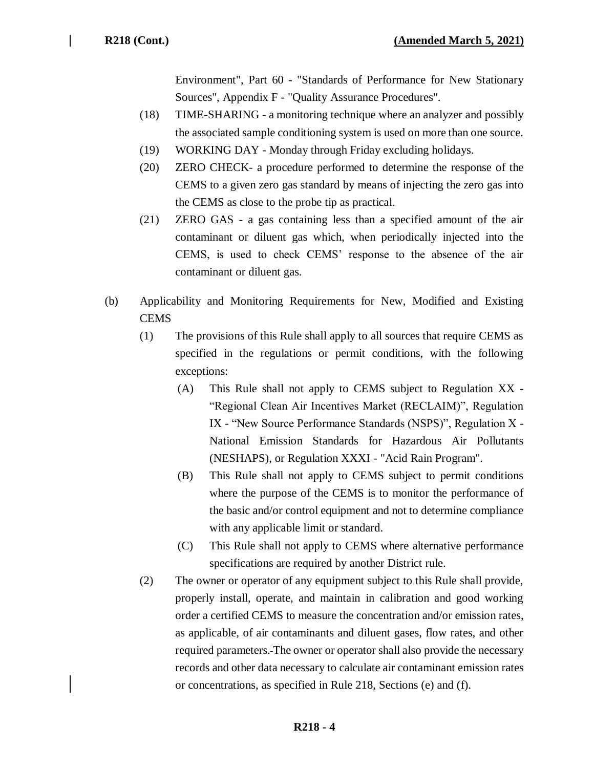Environment", Part 60 - "Standards of Performance for New Stationary Sources", Appendix F - "Quality Assurance Procedures".

(18) TIME-SHARING - a monitoring technique where an analyzer and possibly the associated sample conditioning system is used on more than one source.

(19) WORKING DAY - Monday through Friday excluding holidays.

(20) ZERO CHECK- a procedure performed to determine the response of the CEMS to a given zero gas standard by means of injecting the zero gas into the CEMS as close to the probe tip as practical.

(21) ZERO GAS - a gas containing less than a specified amount of the air contaminant or diluent gas which, when periodically injected into the CEMS, is used to check CEMS' response to the absence of the air contaminant or diluent gas.

(b) Applicability and Monitoring Requirements for New, Modified and Existing CEMS

(1) The provisions of this Rule shall apply to all sources that require CEMS as specified in the regulations or permit conditions, with the following exceptions:

(A) This Rule shall not apply to CEMS subject to Regulation XX - "Regional Clean Air Incentives Market (RECLAIM)", Regulation IX - "New Source Performance Standards (NSPS)", Regulation X - National Emission Standards for Hazardous Air Pollutants (NESHAPS), or Regulation XXXI - "Acid Rain Program".

(B) This Rule shall not apply to CEMS subject to permit conditions where the purpose of the CEMS is to monitor the performance of the basic and/or control equipment and not to determine compliance with any applicable limit or standard.

(C) This Rule shall not apply to CEMS where alternative performance specifications are required by another District rule.

(2) The owner or operator of any equipment subject to this Rule shall provide, properly install, operate, and maintain in calibration and good working order a certified CEMS to measure the concentration and/or emission rates, as applicable, of air contaminants and diluent gases, flow rates, and other required parameters. The owner or operator shall also provide the necessary records and other data necessary to calculate air contaminant emission rates or concentrations, as specified in Rule 218, Sections (e) and (f).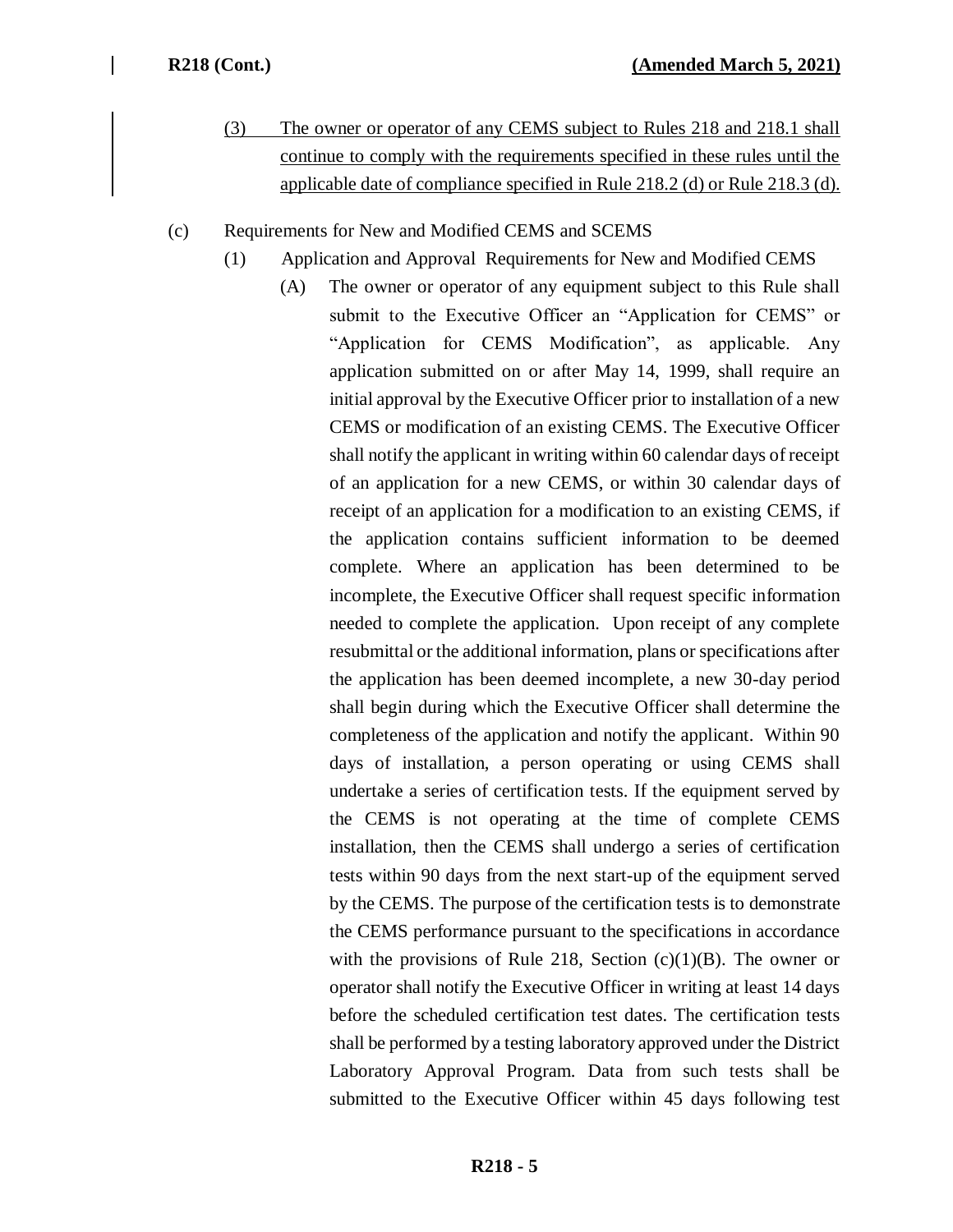(3) The owner or operator of any CEMS subject to Rules 218 and 218.1 shall continue to comply with the requirements specified in these rules until the applicable date of compliance specified in Rule 218.2 (d) or Rule 218.3 (d).

(c) Requirements for New and Modified CEMS and SCEMS

(1) Application and Approval Requirements for New and Modified CEMS

(A) The owner or operator of any equipment subject to this Rule shall submit to the Executive Officer an "Application for CEMS" or "Application for CEMS Modification", as applicable. Any application submitted on or after May 14, 1999, shall require an initial approval by the Executive Officer prior to installation of a new CEMS or modification of an existing CEMS. The Executive Officer shall notify the applicant in writing within 60 calendar days of receipt of an application for a new CEMS, or within 30 calendar days of receipt of an application for a modification to an existing CEMS, if the application contains sufficient information to be deemed complete. Where an application has been determined to be incomplete, the Executive Officer shall request specific information needed to complete the application. Upon receipt of any complete resubmittal or the additional information, plans or specifications after the application has been deemed incomplete, a new 30-day period shall begin during which the Executive Officer shall determine the completeness of the application and notify the applicant. Within 90 days of installation, a person operating or using CEMS shall undertake a series of certification tests. If the equipment served by the CEMS is not operating at the time of complete CEMS installation, then the CEMS shall undergo a series of certification tests within 90 days from the next start-up of the equipment served by the CEMS. The purpose of the certification tests is to demonstrate the CEMS performance pursuant to the specifications in accordance with the provisions of Rule 218, Section (c)(1)(B). The owner or operator shall notify the Executive Officer in writing at least 14 days before the scheduled certification test dates. The certification tests shall be performed by a testing laboratory approved under the District Laboratory Approval Program. Data from such tests shall be submitted to the Executive Officer within 45 days following test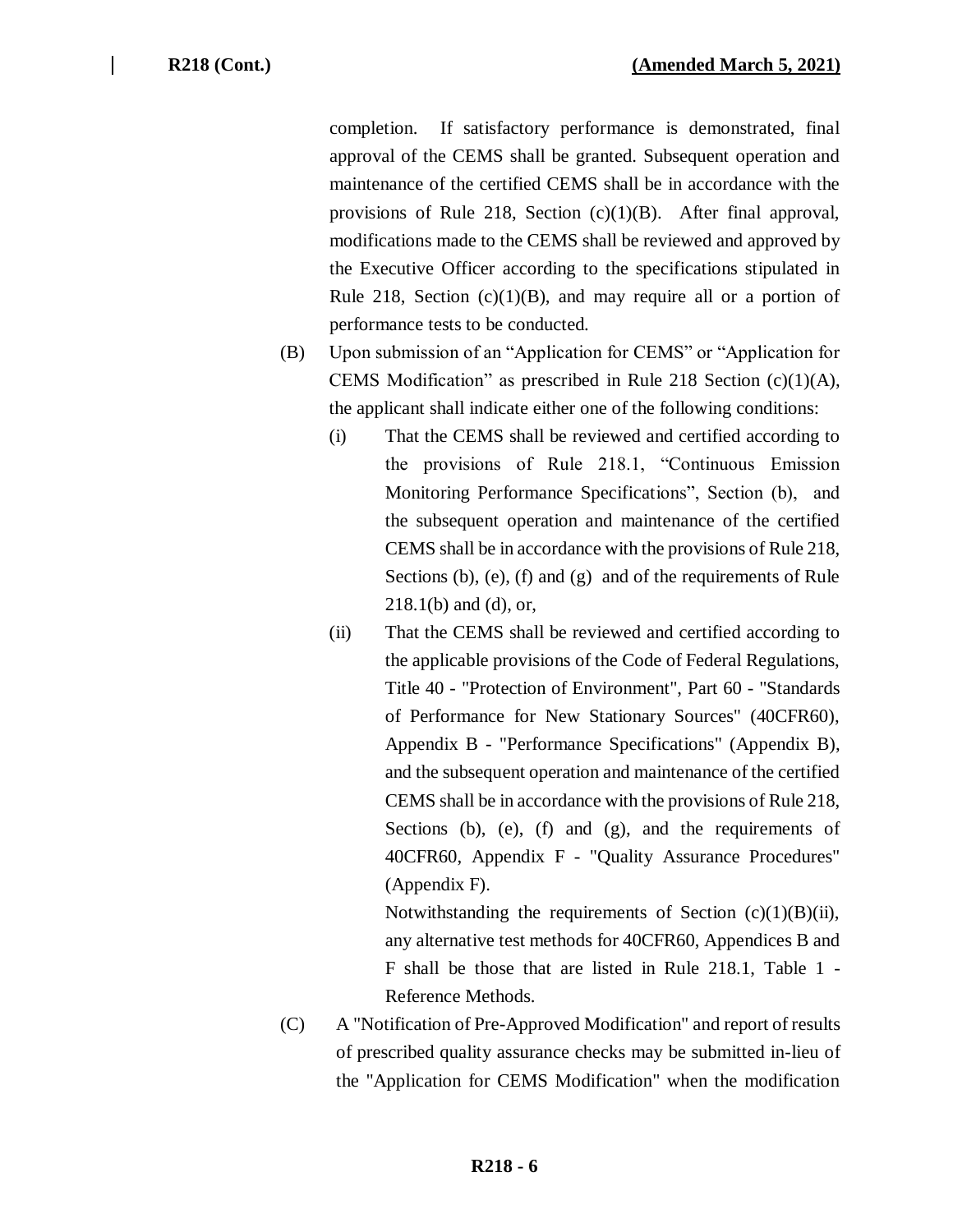completion. If satisfactory performance is demonstrated, final approval of the CEMS shall be granted. Subsequent operation and maintenance of the certified CEMS shall be in accordance with the provisions of Rule 218, Section (c)(1)(B). After final approval, modifications made to the CEMS shall be reviewed and approved by the Executive Officer according to the specifications stipulated in Rule 218, Section (c)(1)(B), and may require all or a portion of performance tests to be conducted.

(B) Upon submission of an "Application for CEMS" or "Application for CEMS Modification" as prescribed in Rule 218 Section (c)(1)(A), the applicant shall indicate either one of the following conditions:

(i) That the CEMS shall be reviewed and certified according to the provisions of Rule 218.1, "Continuous Emission Monitoring Performance Specifications", Section (b), and the subsequent operation and maintenance of the certified CEMS shall be in accordance with the provisions of Rule 218, Sections (b), (e), (f) and (g) and of the requirements of Rule 218.1(b) and (d), or,

(ii) That the CEMS shall be reviewed and certified according to the applicable provisions of the Code of Federal Regulations, Title 40 - "Protection of Environment", Part 60 - "Standards of Performance for New Stationary Sources" (40CFR60), Appendix B - "Performance Specifications" (Appendix B), and the subsequent operation and maintenance of the certified CEMS shall be in accordance with the provisions of Rule 218, Sections (b), (e), (f) and (g), and the requirements of 40CFR60, Appendix F - "Quality Assurance Procedures" (Appendix F).

Notwithstanding the requirements of Section (c)(1)(B)(ii), any alternative test methods for 40CFR60, Appendices B and F shall be those that are listed in Rule 218.1, Table 1 - Reference Methods.

(C) A "Notification of Pre-Approved Modification" and report of results of prescribed quality assurance checks may be submitted in-lieu of the "Application for CEMS Modification" when the modification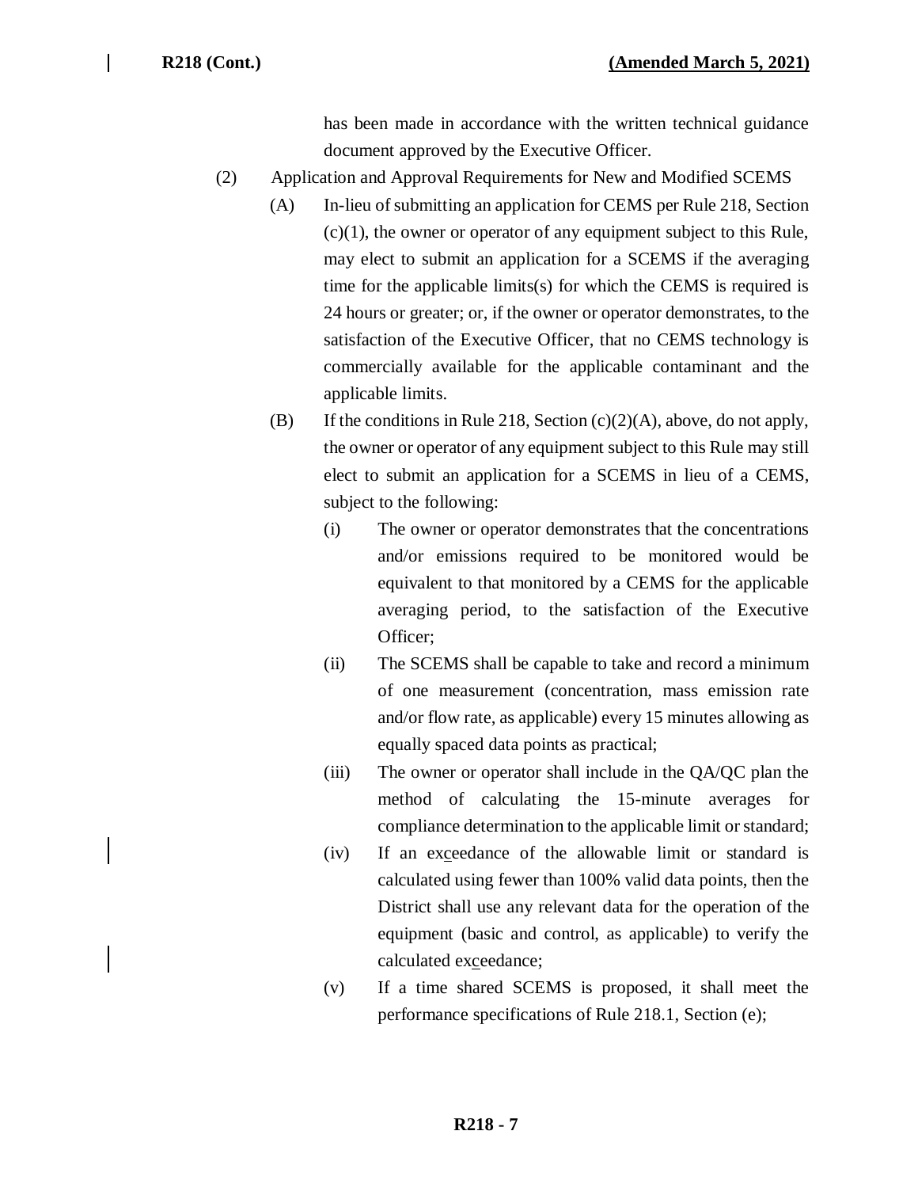has been made in accordance with the written technical guidance document approved by the Executive Officer.

(2) Application and Approval Requirements for New and Modified SCEMS

(A) In-lieu of submitting an application for CEMS per Rule 218, Section (c)(1), the owner or operator of any equipment subject to this Rule, may elect to submit an application for a SCEMS if the averaging time for the applicable limits(s) for which the CEMS is required is 24 hours or greater; or, if the owner or operator demonstrates, to the satisfaction of the Executive Officer, that no CEMS technology is commercially available for the applicable contaminant and the applicable limits.

(B) If the conditions in Rule 218, Section (c)(2)(A), above, do not apply, the owner or operator of any equipment subject to this Rule may still elect to submit an application for a SCEMS in lieu of a CEMS, subject to the following:

(i) The owner or operator demonstrates that the concentrations and/or emissions required to be monitored would be equivalent to that monitored by a CEMS for the applicable averaging period, to the satisfaction of the Executive Officer;

(ii) The SCEMS shall be capable to take and record a minimum of one measurement (concentration, mass emission rate and/or flow rate, as applicable) every 15 minutes allowing as equally spaced data points as practical;

(iii) The owner or operator shall include in the QA/QC plan the method of calculating the 15-minute averages for compliance determination to the applicable limit or standard;

(iv) If an exceedance of the allowable limit or standard is calculated using fewer than 100% valid data points, then the District shall use any relevant data for the operation of the equipment (basic and control, as applicable) to verify the calculated exceedance;

(v) If a time shared SCEMS is proposed, it shall meet the performance specifications of Rule 218.1, Section (e);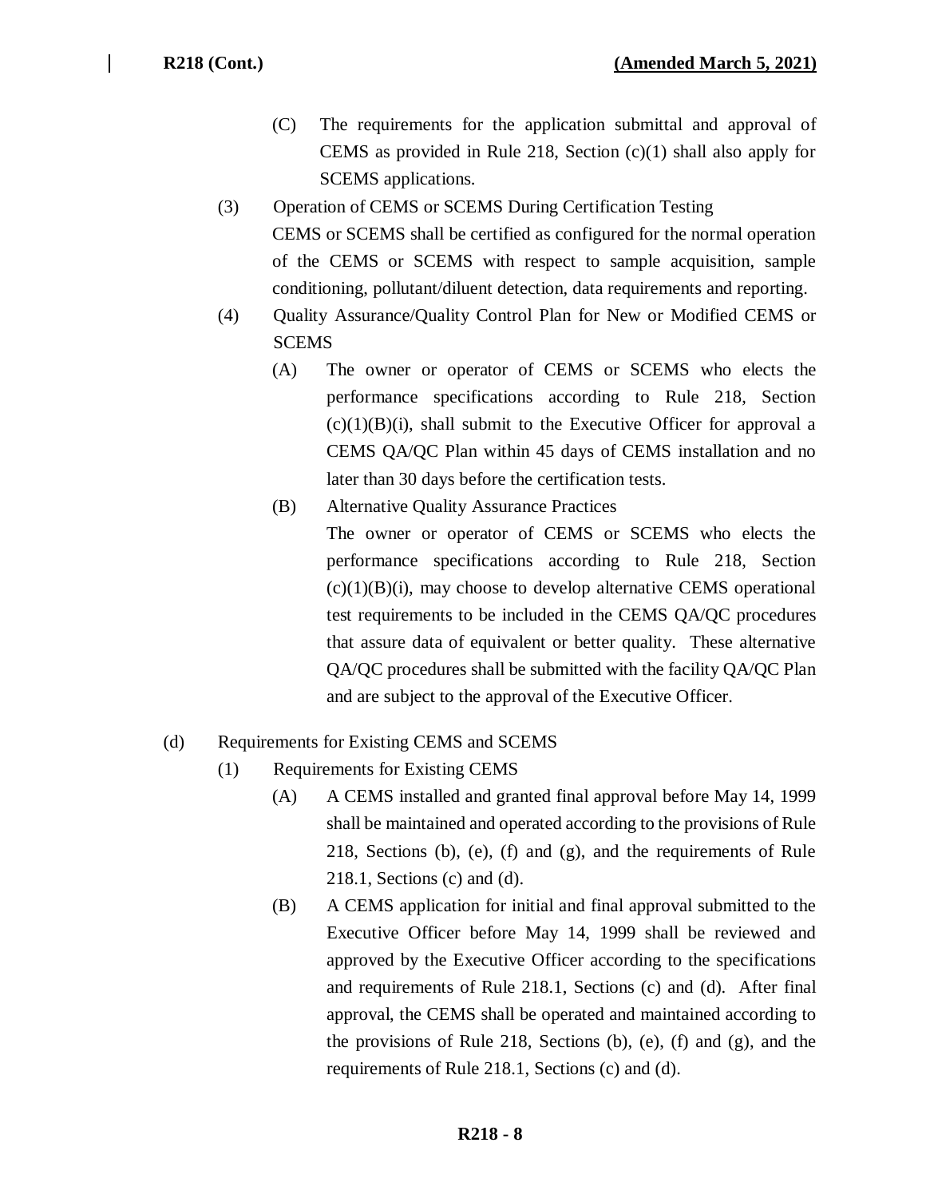(C) The requirements for the application submittal and approval of CEMS as provided in Rule 218, Section (c)(1) shall also apply for SCEMS applications.

(3) Operation of CEMS or SCEMS During Certification Testing

CEMS or SCEMS shall be certified as configured for the normal operation of the CEMS or SCEMS with respect to sample acquisition, sample conditioning, pollutant/diluent detection, data requirements and reporting.

(4) Quality Assurance/Quality Control Plan for New or Modified CEMS or SCEMS

(A) The owner or operator of CEMS or SCEMS who elects the performance specifications according to Rule 218, Section (c)(1)(B)(i), shall submit to the Executive Officer for approval a CEMS QA/QC Plan within 45 days of CEMS installation and no later than 30 days before the certification tests.

(B) Alternative Quality Assurance Practices

The owner or operator of CEMS or SCEMS who elects the performance specifications according to Rule 218, Section (c)(1)(B)(i), may choose to develop alternative CEMS operational test requirements to be included in the CEMS QA/QC procedures that assure data of equivalent or better quality. These alternative QA/QC procedures shall be submitted with the facility QA/QC Plan and are subject to the approval of the Executive Officer.

(d) Requirements for Existing CEMS and SCEMS

(1) Requirements for Existing CEMS

(A) A CEMS installed and granted final approval before May 14, 1999 shall be maintained and operated according to the provisions of Rule 218, Sections (b), (e), (f) and (g), and the requirements of Rule 218.1, Sections (c) and (d).

(B) A CEMS application for initial and final approval submitted to the Executive Officer before May 14, 1999 shall be reviewed and approved by the Executive Officer according to the specifications and requirements of Rule 218.1, Sections (c) and (d). After final approval, the CEMS shall be operated and maintained according to the provisions of Rule 218, Sections (b), (e), (f) and (g), and the requirements of Rule 218.1, Sections (c) and (d).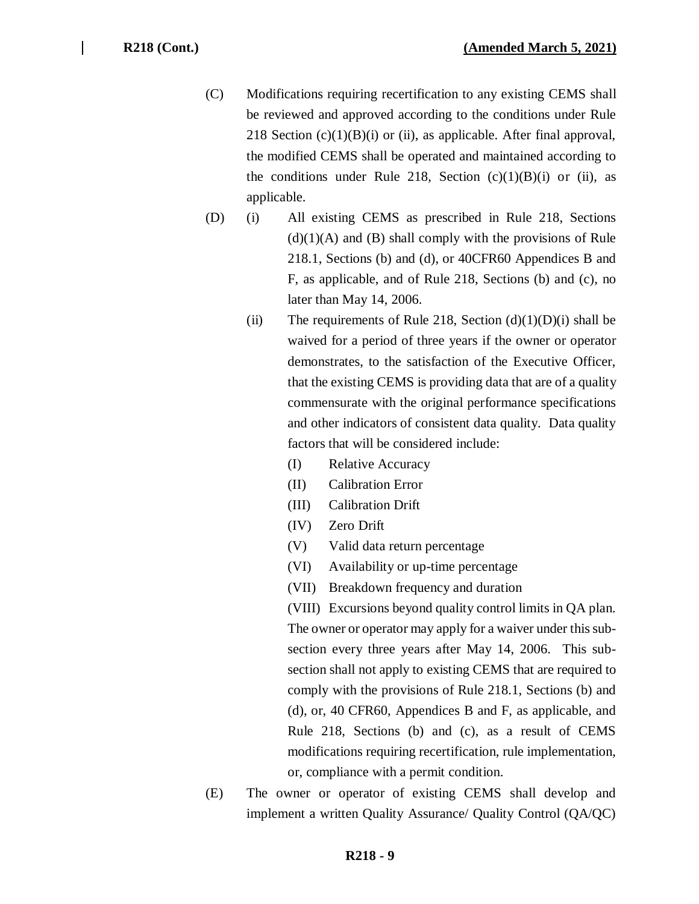(C) Modifications requiring recertification to any existing CEMS shall be reviewed and approved according to the conditions under Rule 218 Section (c)(1)(B)(i) or (ii), as applicable. After final approval, the modified CEMS shall be operated and maintained according to the conditions under Rule 218, Section (c)(1)(B)(i) or (ii), as applicable.

(D) (i) All existing CEMS as prescribed in Rule 218, Sections (d)(1)(A) and (B) shall comply with the provisions of Rule 218.1, Sections (b) and (d), or 40CFR60 Appendices B and F, as applicable, and of Rule 218, Sections (b) and (c), no later than May 14, 2006.

(ii) The requirements of Rule 218, Section (d)(1)(D)(i) shall be waived for a period of three years if the owner or operator demonstrates, to the satisfaction of the Executive Officer, that the existing CEMS is providing data that are of a quality commensurate with the original performance specifications and other indicators of consistent data quality. Data quality factors that will be considered include:

(I) Relative Accuracy

(II) Calibration Error

(III) Calibration Drift

(IV) Zero Drift

(V) Valid data return percentage

(VI) Availability or up-time percentage

(VII) Breakdown frequency and duration

(VIII) Excursions beyond quality control limits in QA plan.

The owner or operator may apply for a waiver under this sub-section every three years after May 14, 2006. This sub-section shall not apply to existing CEMS that are required to comply with the provisions of Rule 218.1, Sections (b) and (d), or, 40 CFR60, Appendices B and F, as applicable, and Rule 218, Sections (b) and (c), as a result of CEMS modifications requiring recertification, rule implementation, or, compliance with a permit condition.

(E) The owner or operator of existing CEMS shall develop and implement a written Quality Assurance/ Quality Control (QA/QC)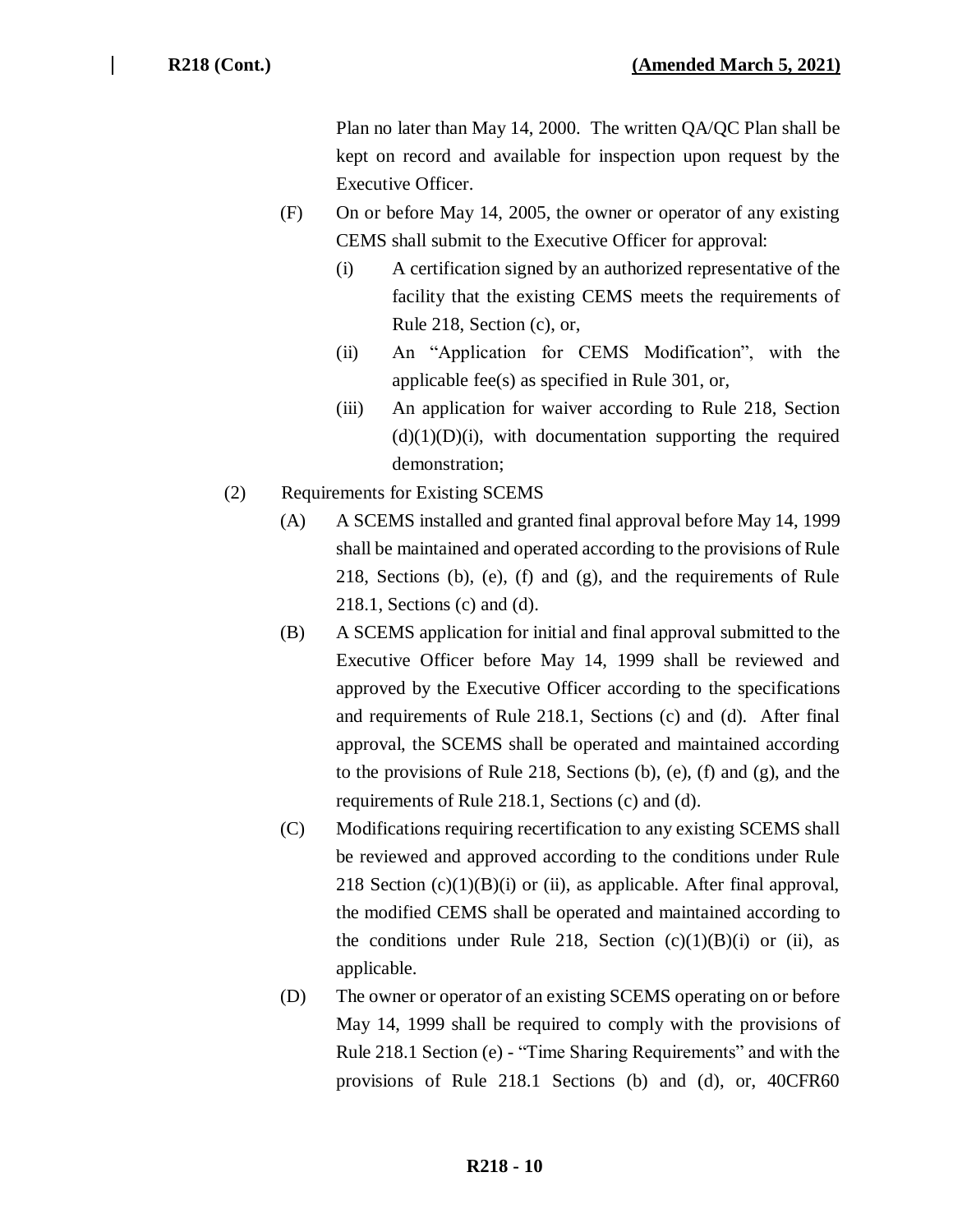Plan no later than May 14, 2000. The written QA/QC Plan shall be kept on record and available for inspection upon request by the Executive Officer.

(F) On or before May 14, 2005, the owner or operator of any existing CEMS shall submit to the Executive Officer for approval:

(i) A certification signed by an authorized representative of the facility that the existing CEMS meets the requirements of Rule 218, Section (c), or,

(ii) An "Application for CEMS Modification", with the applicable fee(s) as specified in Rule 301, or,

(iii) An application for waiver according to Rule 218, Section (d)(1)(D)(i), with documentation supporting the required demonstration;

(2) Requirements for Existing SCEMS

(A) A SCEMS installed and granted final approval before May 14, 1999 shall be maintained and operated according to the provisions of Rule 218, Sections (b), (e), (f) and (g), and the requirements of Rule 218.1, Sections (c) and (d).

(B) A SCEMS application for initial and final approval submitted to the Executive Officer before May 14, 1999 shall be reviewed and approved by the Executive Officer according to the specifications and requirements of Rule 218.1, Sections (c) and (d). After final approval, the SCEMS shall be operated and maintained according to the provisions of Rule 218, Sections (b), (e), (f) and (g), and the requirements of Rule 218.1, Sections (c) and (d).

(C) Modifications requiring recertification to any existing SCEMS shall be reviewed and approved according to the conditions under Rule 218 Section (c)(1)(B)(i) or (ii), as applicable. After final approval, the modified CEMS shall be operated and maintained according to the conditions under Rule 218, Section (c)(1)(B)(i) or (ii), as applicable.

(D) The owner or operator of an existing SCEMS operating on or before May 14, 1999 shall be required to comply with the provisions of Rule 218.1 Section (e) - "Time Sharing Requirements" and with the provisions of Rule 218.1 Sections (b) and (d), or, 40CFR60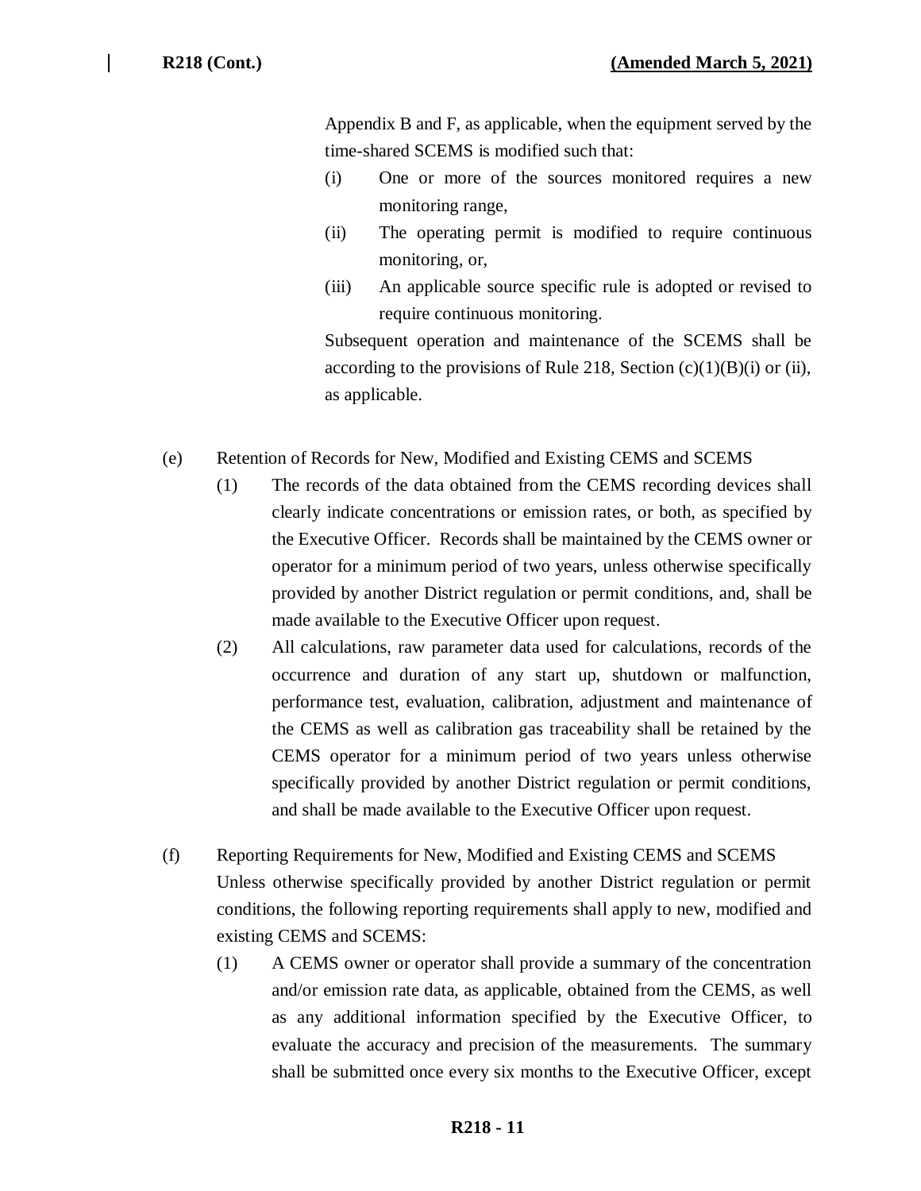Appendix B and F, as applicable, when the equipment served by the time-shared SCEMS is modified such that:

(i) One or more of the sources monitored requires a new monitoring range,

(ii) The operating permit is modified to require continuous monitoring, or,

(iii) An applicable source specific rule is adopted or revised to require continuous monitoring.

Subsequent operation and maintenance of the SCEMS shall be according to the provisions of Rule 218, Section (c)(1)(B)(i) or (ii), as applicable.

(e) Retention of Records for New, Modified and Existing CEMS and SCEMS

(1) The records of the data obtained from the CEMS recording devices shall clearly indicate concentrations or emission rates, or both, as specified by the Executive Officer. Records shall be maintained by the CEMS owner or operator for a minimum period of two years, unless otherwise specifically provided by another District regulation or permit conditions, and, shall be made available to the Executive Officer upon request.

(2) All calculations, raw parameter data used for calculations, records of the occurrence and duration of any start up, shutdown or malfunction, performance test, evaluation, calibration, adjustment and maintenance of the CEMS as well as calibration gas traceability shall be retained by the CEMS operator for a minimum period of two years unless otherwise specifically provided by another District regulation or permit conditions, and shall be made available to the Executive Officer upon request.

(f) Reporting Requirements for New, Modified and Existing CEMS and SCEMS

Unless otherwise specifically provided by another District regulation or permit conditions, the following reporting requirements shall apply to new, modified and existing CEMS and SCEMS:

(1) A CEMS owner or operator shall provide a summary of the concentration and/or emission rate data, as applicable, obtained from the CEMS, as well as any additional information specified by the Executive Officer, to evaluate the accuracy and precision of the measurements. The summary shall be submitted once every six months to the Executive Officer, except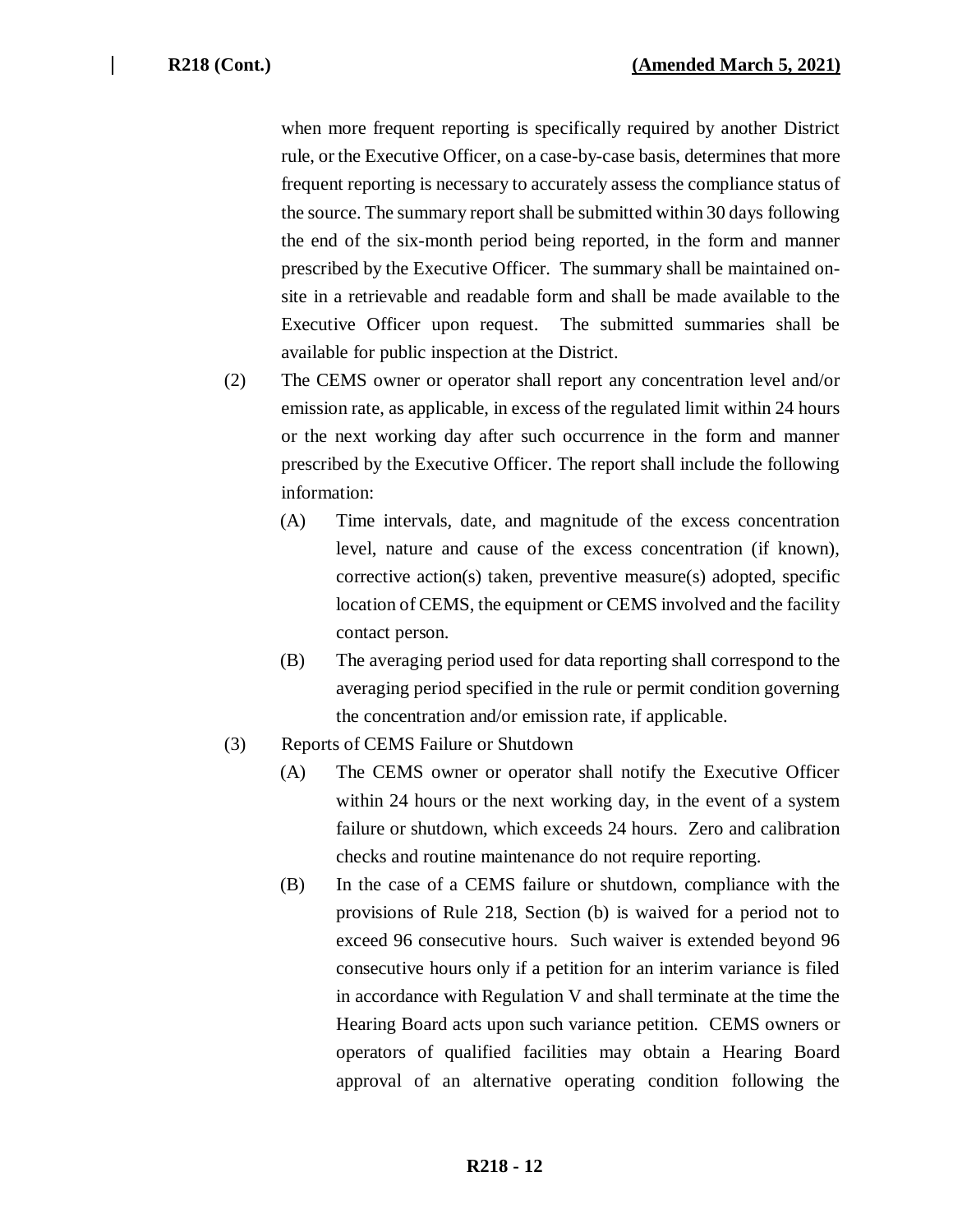when more frequent reporting is specifically required by another District rule, or the Executive Officer, on a case-by-case basis, determines that more frequent reporting is necessary to accurately assess the compliance status of the source. The summary report shall be submitted within 30 days following the end of the six-month period being reported, in the form and manner prescribed by the Executive Officer. The summary shall be maintained on-site in a retrievable and readable form and shall be made available to the Executive Officer upon request. The submitted summaries shall be available for public inspection at the District.

(2) The CEMS owner or operator shall report any concentration level and/or emission rate, as applicable, in excess of the regulated limit within 24 hours or the next working day after such occurrence in the form and manner prescribed by the Executive Officer. The report shall include the following information:

(A) Time intervals, date, and magnitude of the excess concentration level, nature and cause of the excess concentration (if known), corrective action(s) taken, preventive measure(s) adopted, specific location of CEMS, the equipment or CEMS involved and the facility contact person.

(B) The averaging period used for data reporting shall correspond to the averaging period specified in the rule or permit condition governing the concentration and/or emission rate, if applicable.

(3) Reports of CEMS Failure or Shutdown

(A) The CEMS owner or operator shall notify the Executive Officer within 24 hours or the next working day, in the event of a system failure or shutdown, which exceeds 24 hours. Zero and calibration checks and routine maintenance do not require reporting.

(B) In the case of a CEMS failure or shutdown, compliance with the provisions of Rule 218, Section (b) is waived for a period not to exceed 96 consecutive hours. Such waiver is extended beyond 96 consecutive hours only if a petition for an interim variance is filed in accordance with Regulation V and shall terminate at the time the Hearing Board acts upon such variance petition. CEMS owners or operators of qualified facilities may obtain a Hearing Board approval of an alternative operating condition following the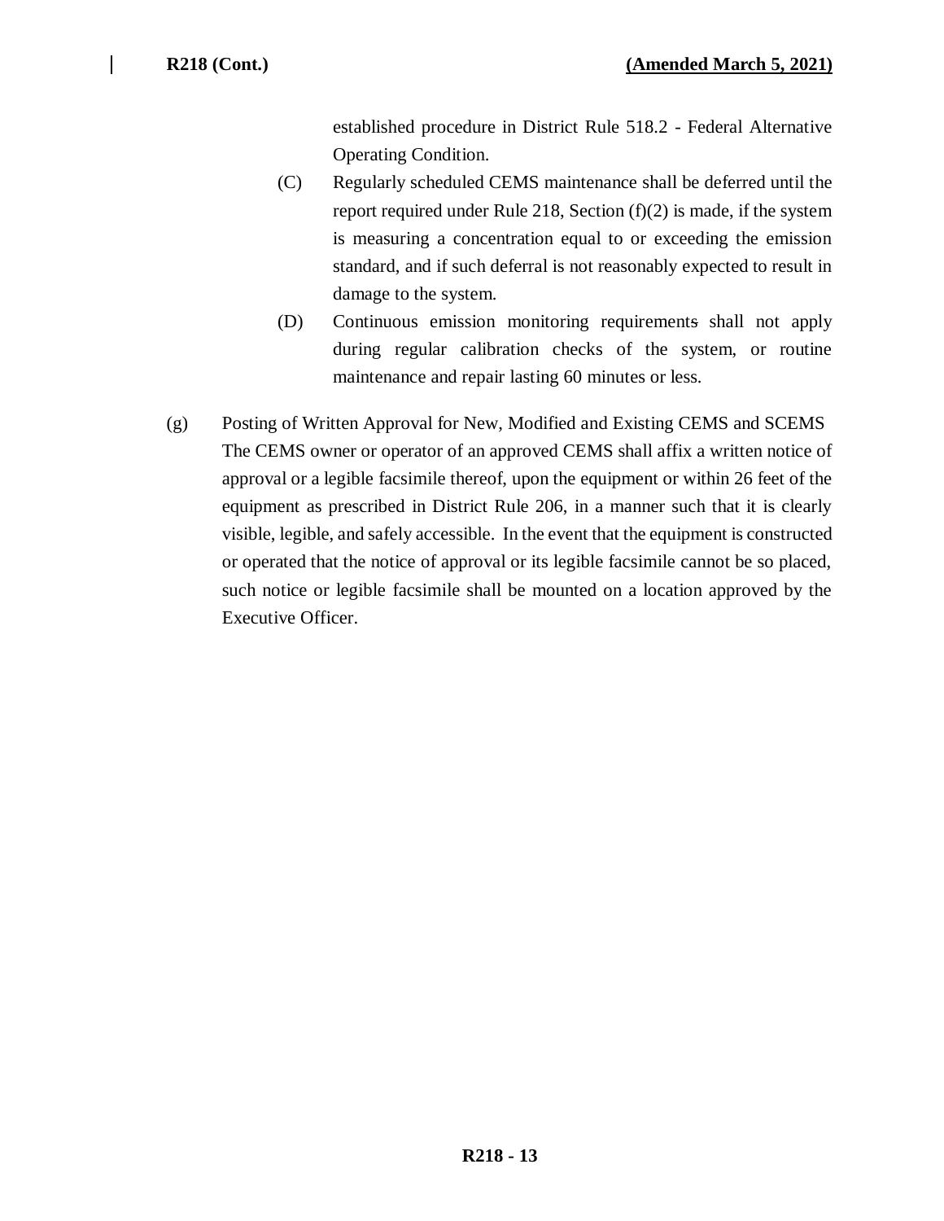established procedure in District Rule 518.2 - Federal Alternative Operating Condition.

(C) Regularly scheduled CEMS maintenance shall be deferred until the report required under Rule 218, Section (f)(2) is made, if the system is measuring a concentration equal to or exceeding the emission standard, and if such deferral is not reasonably expected to result in damage to the system.

(D) Continuous emission monitoring requirements shall not apply during regular calibration checks of the system, or routine maintenance and repair lasting 60 minutes or less.

(g) Posting of Written Approval for New, Modified and Existing CEMS and SCEMS

The CEMS owner or operator of an approved CEMS shall affix a written notice of approval or a legible facsimile thereof, upon the equipment or within 26 feet of the equipment as prescribed in District Rule 206, in a manner such that it is clearly visible, legible, and safely accessible. In the event that the equipment is constructed or operated that the notice of approval or its legible facsimile cannot be so placed, such notice or legible facsimile shall be mounted on a location approved by the Executive Officer.